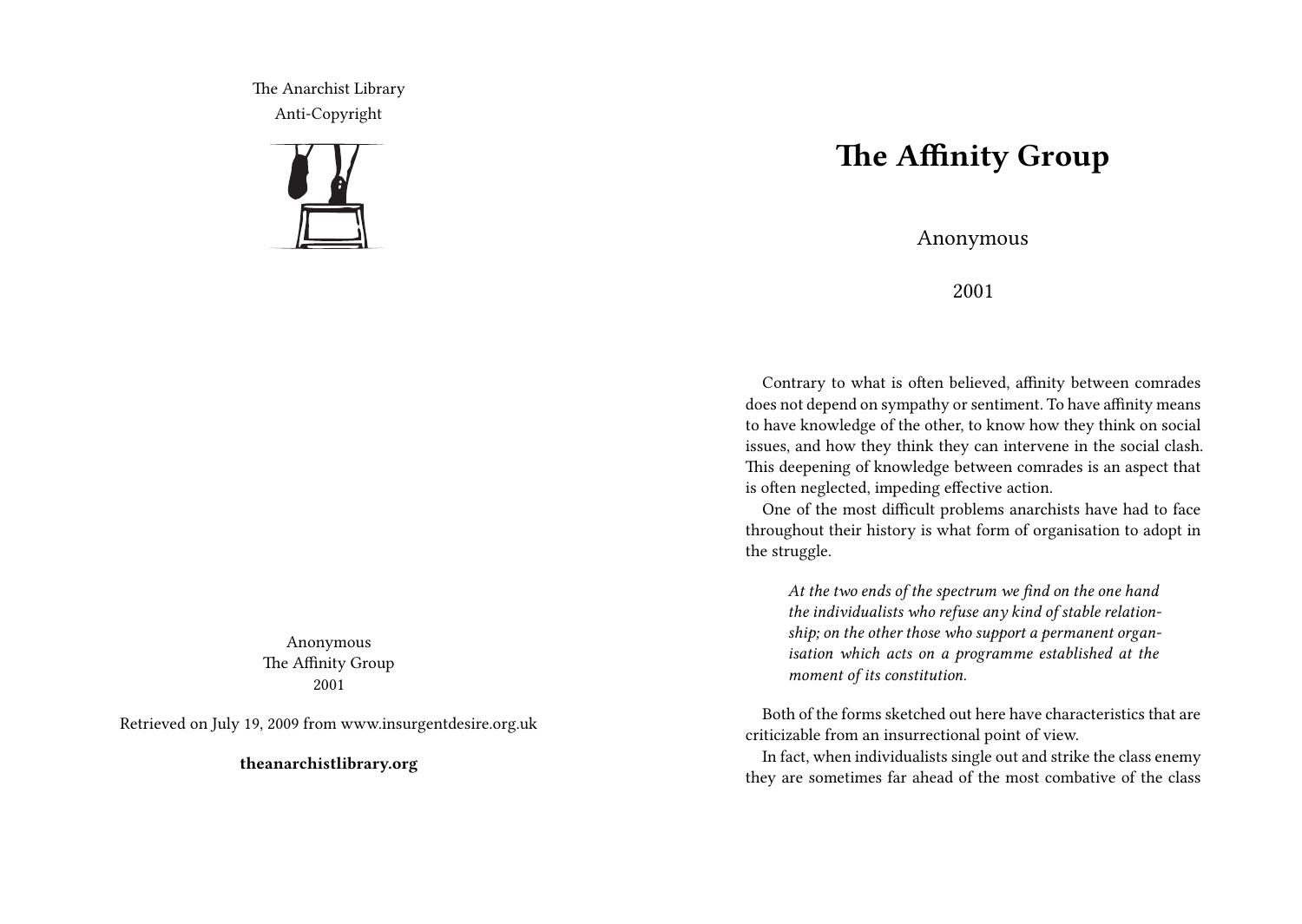The Anarchist Library
Anti-Copyright

Anonymous
The Affinity Group
2001

Retrieved on July 19, 2009 from www.insurgentdesire.org.uk

**theanarchistlibrary.org**

# The Affinity Group

Anonymous

2001

Contrary to what is often believed, affinity between comrades does not depend on sympathy or sentiment. To have affinity means to have knowledge of the other, to know how they think on social issues, and how they think they can intervene in the social clash. This deepening of knowledge between comrades is an aspect that is often neglected, impeding effective action.

One of the most difficult problems anarchists have had to face throughout their history is what form of organisation to adopt in the struggle.

> *At the two ends of the spectrum we find on the one hand the individualists who refuse any kind of stable relationship; on the other those who support a permanent organisation which acts on a programme established at the moment of its constitution.*

Both of the forms sketched out here have characteristics that are criticizable from an insurrectional point of view.

In fact, when individualists single out and strike the class enemy they are sometimes far ahead of the most combative of the class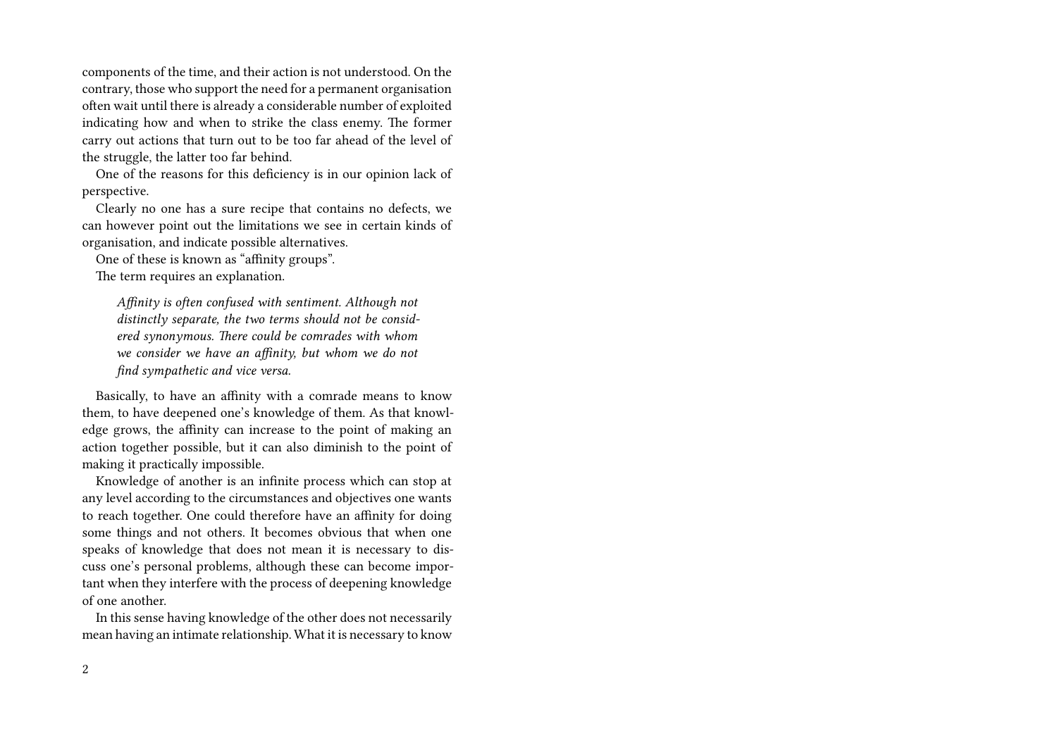components of the time, and their action is not understood. On the contrary, those who support the need for a permanent organisation often wait until there is already a considerable number of exploited indicating how and when to strike the class enemy. The former carry out actions that turn out to be too far ahead of the level of the struggle, the latter too far behind.

One of the reasons for this deficiency is in our opinion lack of perspective.

Clearly no one has a sure recipe that contains no defects, we can however point out the limitations we see in certain kinds of organisation, and indicate possible alternatives.

One of these is known as "affinity groups".

The term requires an explanation.

> *Affinity is often confused with sentiment. Although not distinctly separate, the two terms should not be considered synonymous. There could be comrades with whom we consider we have an affinity, but whom we do not find sympathetic and vice versa.*

Basically, to have an affinity with a comrade means to know them, to have deepened one's knowledge of them. As that knowledge grows, the affinity can increase to the point of making an action together possible, but it can also diminish to the point of making it practically impossible.

Knowledge of another is an infinite process which can stop at any level according to the circumstances and objectives one wants to reach together. One could therefore have an affinity for doing some things and not others. It becomes obvious that when one speaks of knowledge that does not mean it is necessary to discuss one's personal problems, although these can become important when they interfere with the process of deepening knowledge of one another.

In this sense having knowledge of the other does not necessarily mean having an intimate relationship. What it is necessary to know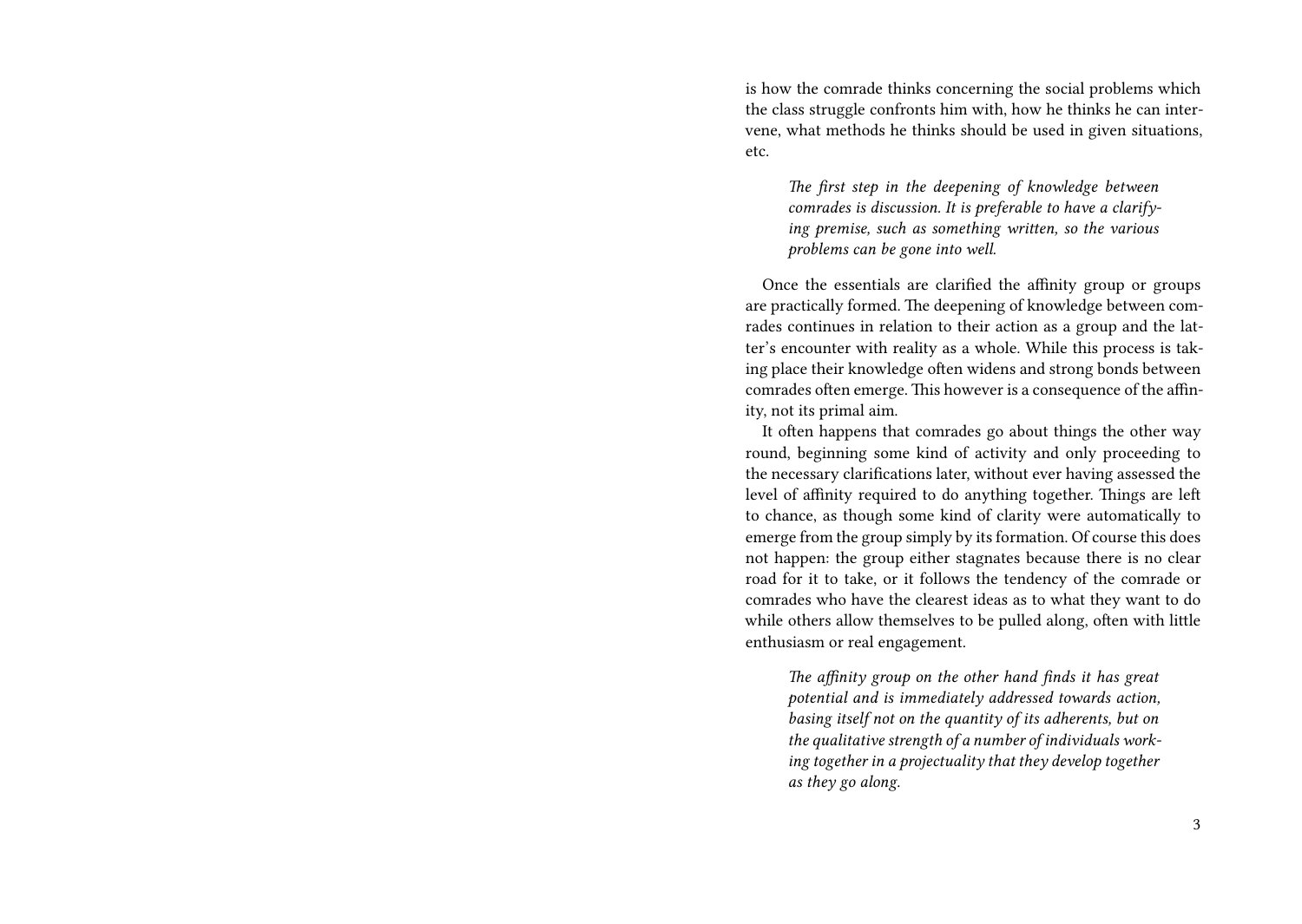is how the comrade thinks concerning the social problems which the class struggle confronts him with, how he thinks he can intervene, what methods he thinks should be used in given situations, etc.

> *The first step in the deepening of knowledge between comrades is discussion. It is preferable to have a clarifying premise, such as something written, so the various problems can be gone into well.*

Once the essentials are clarified the affinity group or groups are practically formed. The deepening of knowledge between comrades continues in relation to their action as a group and the latter's encounter with reality as a whole. While this process is taking place their knowledge often widens and strong bonds between comrades often emerge. This however is a consequence of the affinity, not its primal aim.

It often happens that comrades go about things the other way round, beginning some kind of activity and only proceeding to the necessary clarifications later, without ever having assessed the level of affinity required to do anything together. Things are left to chance, as though some kind of clarity were automatically to emerge from the group simply by its formation. Of course this does not happen: the group either stagnates because there is no clear road for it to take, or it follows the tendency of the comrade or comrades who have the clearest ideas as to what they want to do while others allow themselves to be pulled along, often with little enthusiasm or real engagement.

> *The affinity group on the other hand finds it has great potential and is immediately addressed towards action, basing itself not on the quantity of its adherents, but on the qualitative strength of a number of individuals working together in a projectuality that they develop together as they go along.*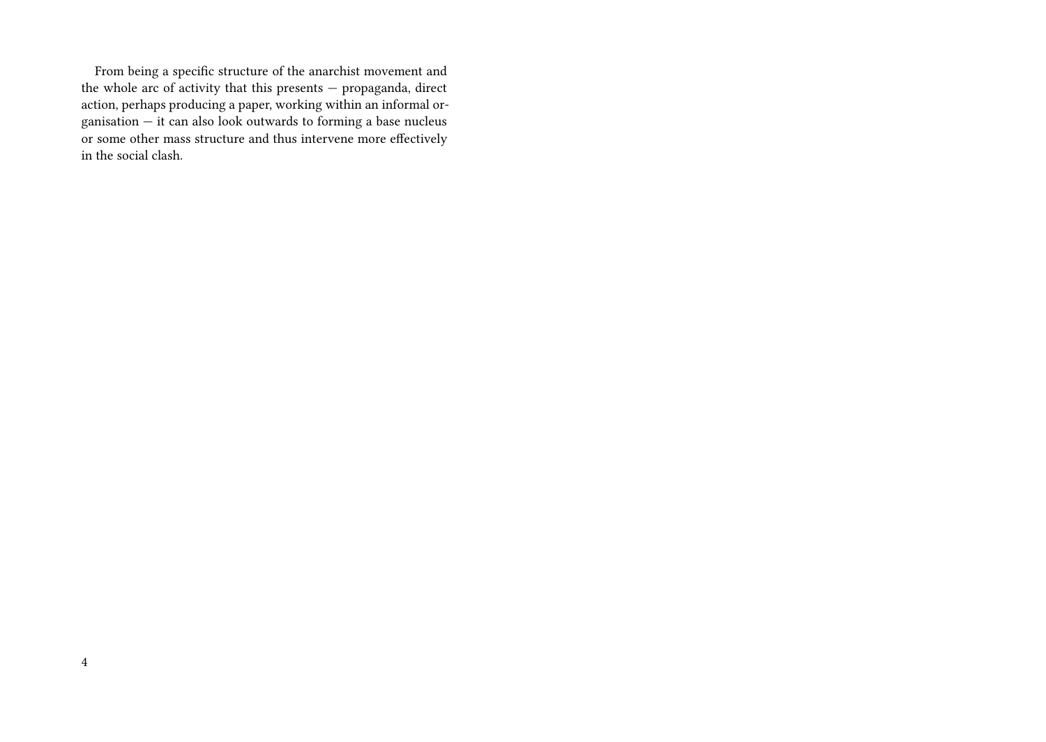From being a specific structure of the anarchist movement and the whole arc of activity that this presents — propaganda, direct action, perhaps producing a paper, working within an informal organisation — it can also look outwards to forming a base nucleus or some other mass structure and thus intervene more effectively in the social clash.